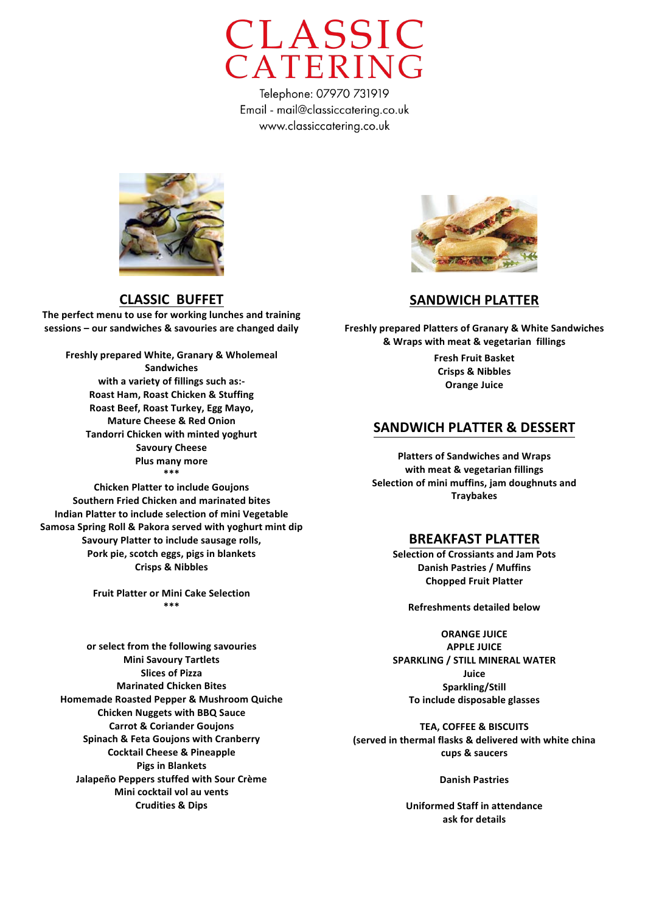# CLASSIC CATERING

Telephone: 07970 731919
Email - mail@classiccatering.co.uk
www.classiccatering.co.uk

## CLASSIC BUFFET

**The perfect menu to use for working lunches and training sessions – our sandwiches & savouries are changed daily**

**Freshly prepared White, Granary & Wholemeal Sandwiches**
**with a variety of fillings such as:-**
**Roast Ham, Roast Chicken & Stuffing**
**Roast Beef, Roast Turkey, Egg Mayo,**
**Mature Cheese & Red Onion**
**Tandorri Chicken with minted yoghurt**
**Savoury Cheese**
**Plus many more**

\*\*\*

**Chicken Platter to include Goujons**
**Southern Fried Chicken and marinated bites**
**Indian Platter to include selection of mini Vegetable Samosa Spring Roll & Pakora served with yoghurt mint dip**
**Savoury Platter to include sausage rolls,**
**Pork pie, scotch eggs, pigs in blankets**
**Crisps & Nibbles**

**Fruit Platter or Mini Cake Selection**

\*\*\*

**or select from the following savouries**
**Mini Savoury Tartlets**
**Slices of Pizza**
**Marinated Chicken Bites**
**Homemade Roasted Pepper & Mushroom Quiche**
**Chicken Nuggets with BBQ Sauce**
**Carrot & Coriander Goujons**
**Spinach & Feta Goujons with Cranberry**
**Cocktail Cheese & Pineapple**
**Pigs in Blankets**
**Jalapeño Peppers stuffed with Sour Crème**
**Mini cocktail vol au vents**
**Crudities & Dips**

## SANDWICH PLATTER

**Freshly prepared Platters of Granary & White Sandwiches & Wraps with meat & vegetarian fillings**
**Fresh Fruit Basket**
**Crisps & Nibbles**
**Orange Juice**

## SANDWICH PLATTER & DESSERT

**Platters of Sandwiches and Wraps**
**with meat & vegetarian fillings**
**Selection of mini muffins, jam doughnuts and Traybakes**

## BREAKFAST PLATTER

**Selection of Crossiants and Jam Pots**
**Danish Pastries / Muffins**
**Chopped Fruit Platter**

**Refreshments detailed below**

**ORANGE JUICE**
**APPLE JUICE**
**SPARKLING / STILL MINERAL WATER**
**Juice**
**Sparkling/Still**
**To include disposable glasses**

**TEA, COFFEE & BISCUITS**
**(served in thermal flasks & delivered with white china cups & saucers**

**Danish Pastries**

**Uniformed Staff in attendance**
**ask for details**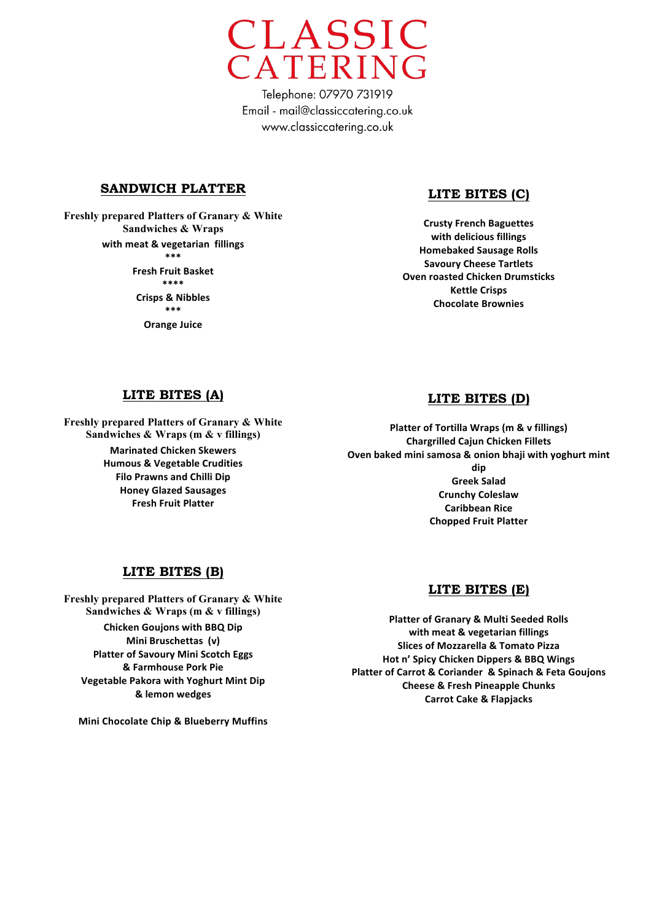# CLASSIC CATERING

Telephone: 07970 731919
Email - mail@classiccatering.co.uk
www.classiccatering.co.uk

## SANDWICH PLATTER

**Freshly prepared Platters of Granary & White Sandwiches & Wraps**
**with meat & vegetarian fillings**
***
**Fresh Fruit Basket**
****
**Crisps & Nibbles**
***
**Orange Juice**

## LITE BITES (A)

**Freshly prepared Platters of Granary & White Sandwiches & Wraps (m & v fillings)**
**Marinated Chicken Skewers**
**Humous & Vegetable Crudities**
**Filo Prawns and Chilli Dip**
**Honey Glazed Sausages**
**Fresh Fruit Platter**

## LITE BITES (B)

**Freshly prepared Platters of Granary & White Sandwiches & Wraps (m & v fillings)**
**Chicken Goujons with BBQ Dip**
**Mini Bruschettas (v)**
**Platter of Savoury Mini Scotch Eggs & Farmhouse Pork Pie**
**Vegetable Pakora with Yoghurt Mint Dip & lemon wedges**

**Mini Chocolate Chip & Blueberry Muffins**

## LITE BITES (C)

**Crusty French Baguettes with delicious fillings**
**Homebaked Sausage Rolls**
**Savoury Cheese Tartlets**
**Oven roasted Chicken Drumsticks**
**Kettle Crisps**
**Chocolate Brownies**

## LITE BITES (D)

**Platter of Tortilla Wraps (m & v fillings)**
**Chargrilled Cajun Chicken Fillets**
**Oven baked mini samosa & onion bhaji with yoghurt mint dip**
**Greek Salad**
**Crunchy Coleslaw**
**Caribbean Rice**
**Chopped Fruit Platter**

## LITE BITES (E)

**Platter of Granary & Multi Seeded Rolls with meat & vegetarian fillings**
**Slices of Mozzarella & Tomato Pizza**
**Hot n' Spicy Chicken Dippers & BBQ Wings**
**Platter of Carrot & Coriander & Spinach & Feta Goujons**
**Cheese & Fresh Pineapple Chunks**
**Carrot Cake & Flapjacks**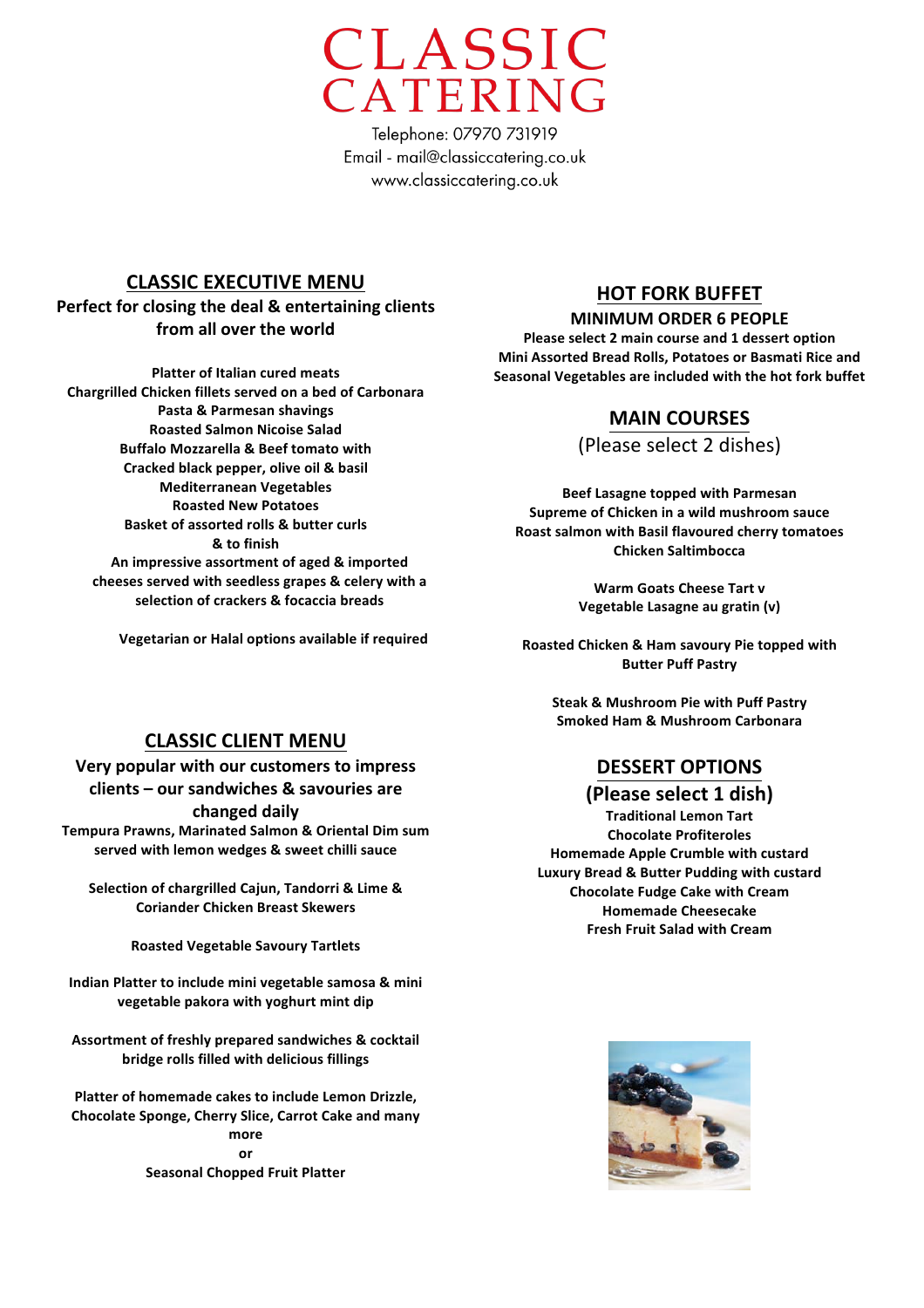# CLASSIC CATERING

Telephone: 07970 731919
Email - mail@classiccatering.co.uk
www.classiccatering.co.uk

## CLASSIC EXECUTIVE MENU

**Perfect for closing the deal & entertaining clients from all over the world**

**Platter of Italian cured meats**
**Chargrilled Chicken fillets served on a bed of Carbonara Pasta & Parmesan shavings**
**Roasted Salmon Nicoise Salad**
**Buffalo Mozzarella & Beef tomato with Cracked black pepper, olive oil & basil**
**Mediterranean Vegetables**
**Roasted New Potatoes**
**Basket of assorted rolls & butter curls**
**& to finish**
**An impressive assortment of aged & imported cheeses served with seedless grapes & celery with a selection of crackers & focaccia breads**

**Vegetarian or Halal options available if required**

## CLASSIC CLIENT MENU

**Very popular with our customers to impress clients – our sandwiches & savouries are changed daily**

**Tempura Prawns, Marinated Salmon & Oriental Dim sum served with lemon wedges & sweet chilli sauce**

**Selection of chargrilled Cajun, Tandorri & Lime & Coriander Chicken Breast Skewers**

**Roasted Vegetable Savoury Tartlets**

**Indian Platter to include mini vegetable samosa & mini vegetable pakora with yoghurt mint dip**

**Assortment of freshly prepared sandwiches & cocktail bridge rolls filled with delicious fillings**

**Platter of homemade cakes to include Lemon Drizzle, Chocolate Sponge, Cherry Slice, Carrot Cake and many more**
**or**
**Seasonal Chopped Fruit Platter**

## HOT FORK BUFFET

### MINIMUM ORDER 6 PEOPLE

**Please select 2 main course and 1 dessert option**
**Mini Assorted Bread Rolls, Potatoes or Basmati Rice and Seasonal Vegetables are included with the hot fork buffet**

## MAIN COURSES

(Please select 2 dishes)

**Beef Lasagne topped with Parmesan**
**Supreme of Chicken in a wild mushroom sauce**
**Roast salmon with Basil flavoured cherry tomatoes**
**Chicken Saltimbocca**

**Warm Goats Cheese Tart v**
**Vegetable Lasagne au gratin (v)**

**Roasted Chicken & Ham savoury Pie topped with Butter Puff Pastry**

**Steak & Mushroom Pie with Puff Pastry**
**Smoked Ham & Mushroom Carbonara**

## DESSERT OPTIONS

**(Please select 1 dish)**

**Traditional Lemon Tart**
**Chocolate Profiteroles**
**Homemade Apple Crumble with custard**
**Luxury Bread & Butter Pudding with custard**
**Chocolate Fudge Cake with Cream**
**Homemade Cheesecake**
**Fresh Fruit Salad with Cream**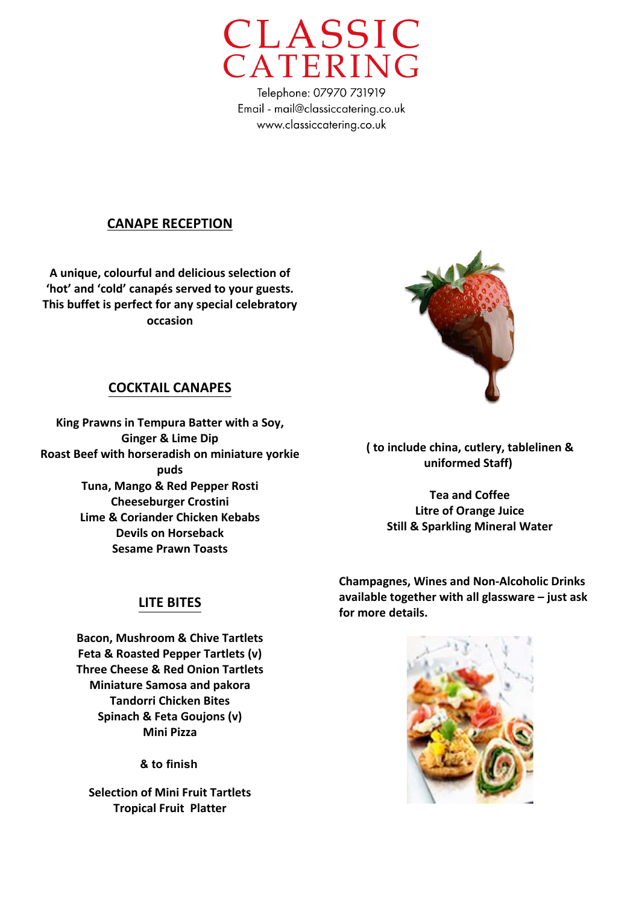# CLASSIC CATERING

Telephone: 07970 731919
Email - mail@classiccatering.co.uk
www.classiccatering.co.uk

## CANAPE RECEPTION

**A unique, colourful and delicious selection of 'hot' and 'cold' canapés served to your guests. This buffet is perfect for any special celebratory occasion**

## COCKTAIL CANAPES

**King Prawns in Tempura Batter with a Soy, Ginger & Lime Dip**
**Roast Beef with horseradish on miniature yorkie puds**
**Tuna, Mango & Red Pepper Rosti**
**Cheeseburger Crostini**
**Lime & Coriander Chicken Kebabs**
**Devils on Horseback**
**Sesame Prawn Toasts**

## LITE BITES

**Bacon, Mushroom & Chive Tartlets**
**Feta & Roasted Pepper Tartlets (v)**
**Three Cheese & Red Onion Tartlets**
**Miniature Samosa and pakora**
**Tandorri Chicken Bites**
**Spinach & Feta Goujons (v)**
**Mini Pizza**

**& to finish**

**Selection of Mini Fruit Tartlets**
**Tropical Fruit Platter**

**( to include china, cutlery, tablelinen & uniformed Staff)**

**Tea and Coffee**
**Litre of Orange Juice**
**Still & Sparkling Mineral Water**

**Champagnes, Wines and Non-Alcoholic Drinks available together with all glassware – just ask for more details.**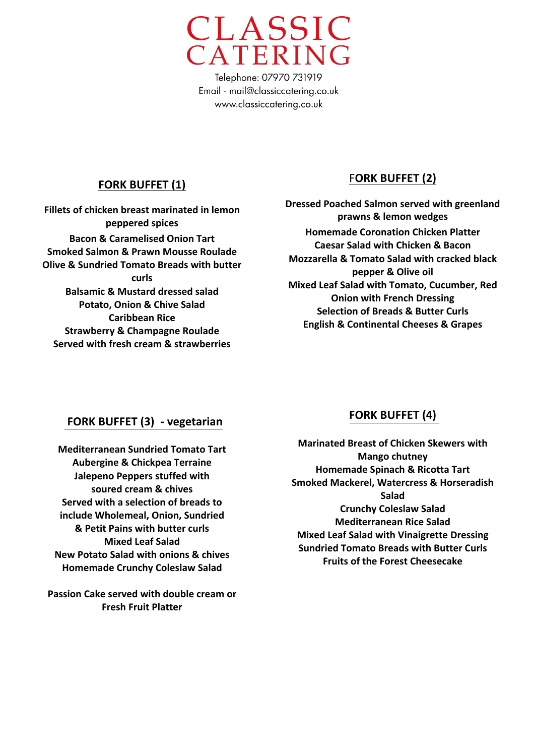# CLASSIC CATERING

Telephone: 07970 731919
Email - mail@classiccatering.co.uk
www.classiccatering.co.uk

## FORK BUFFET (1)

**Fillets of chicken breast marinated in lemon peppered spices**
**Bacon & Caramelised Onion Tart**
**Smoked Salmon & Prawn Mousse Roulade**
**Olive & Sundried Tomato Breads with butter curls**
**Balsamic & Mustard dressed salad**
**Potato, Onion & Chive Salad**
**Caribbean Rice**
**Strawberry & Champagne Roulade**
**Served with fresh cream & strawberries**

## FORK BUFFET (2)

**Dressed Poached Salmon served with greenland prawns & lemon wedges**
**Homemade Coronation Chicken Platter**
**Caesar Salad with Chicken & Bacon**
**Mozzarella & Tomato Salad with cracked black pepper & Olive oil**
**Mixed Leaf Salad with Tomato, Cucumber, Red Onion with French Dressing**
**Selection of Breads & Butter Curls**
**English & Continental Cheeses & Grapes**

## FORK BUFFET (3) - vegetarian

**Mediterranean Sundried Tomato Tart**
**Aubergine & Chickpea Terraine**
**Jalepeno Peppers stuffed with soured cream & chives**
**Served with a selection of breads to include Wholemeal, Onion, Sundried & Petit Pains with butter curls**
**Mixed Leaf Salad**
**New Potato Salad with onions & chives**
**Homemade Crunchy Coleslaw Salad**

**Passion Cake served with double cream or Fresh Fruit Platter**

## FORK BUFFET (4)

**Marinated Breast of Chicken Skewers with Mango chutney**
**Homemade Spinach & Ricotta Tart**
**Smoked Mackerel, Watercress & Horseradish Salad**
**Crunchy Coleslaw Salad**
**Mediterranean Rice Salad**
**Mixed Leaf Salad with Vinaigrette Dressing**
**Sundried Tomato Breads with Butter Curls**
**Fruits of the Forest Cheesecake**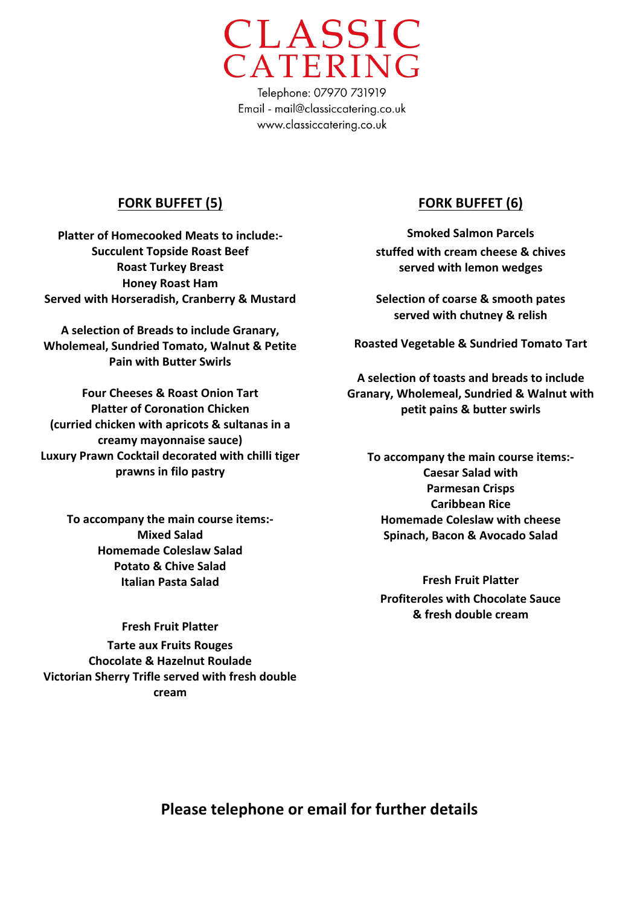# CLASSIC CATERING

Telephone: 07970 731919
Email - mail@classiccatering.co.uk
www.classiccatering.co.uk

## FORK BUFFET (5)

**Platter of Homecooked Meats to include:-**
**Succulent Topside Roast Beef**
**Roast Turkey Breast**
**Honey Roast Ham**
**Served with Horseradish, Cranberry & Mustard**

**A selection of Breads to include Granary, Wholemeal, Sundried Tomato, Walnut & Petite Pain with Butter Swirls**

**Four Cheeses & Roast Onion Tart**
**Platter of Coronation Chicken**
**(curried chicken with apricots & sultanas in a creamy mayonnaise sauce)**
**Luxury Prawn Cocktail decorated with chilli tiger prawns in filo pastry**

**To accompany the main course items:-**
**Mixed Salad**
**Homemade Coleslaw Salad**
**Potato & Chive Salad**
**Italian Pasta Salad**

**Fresh Fruit Platter**
**Tarte aux Fruits Rouges**
**Chocolate & Hazelnut Roulade**
**Victorian Sherry Trifle served with fresh double cream**

## FORK BUFFET (6)

**Smoked Salmon Parcels**
**stuffed with cream cheese & chives**
**served with lemon wedges**

**Selection of coarse & smooth pates**
**served with chutney & relish**

**Roasted Vegetable & Sundried Tomato Tart**

**A selection of toasts and breads to include Granary, Wholemeal, Sundried & Walnut with petit pains & butter swirls**

**To accompany the main course items:-**
**Caesar Salad with**
**Parmesan Crisps**
**Caribbean Rice**
**Homemade Coleslaw with cheese**
**Spinach, Bacon & Avocado Salad**

**Fresh Fruit Platter**
**Profiteroles with Chocolate Sauce**
**& fresh double cream**

**Please telephone or email for further details**